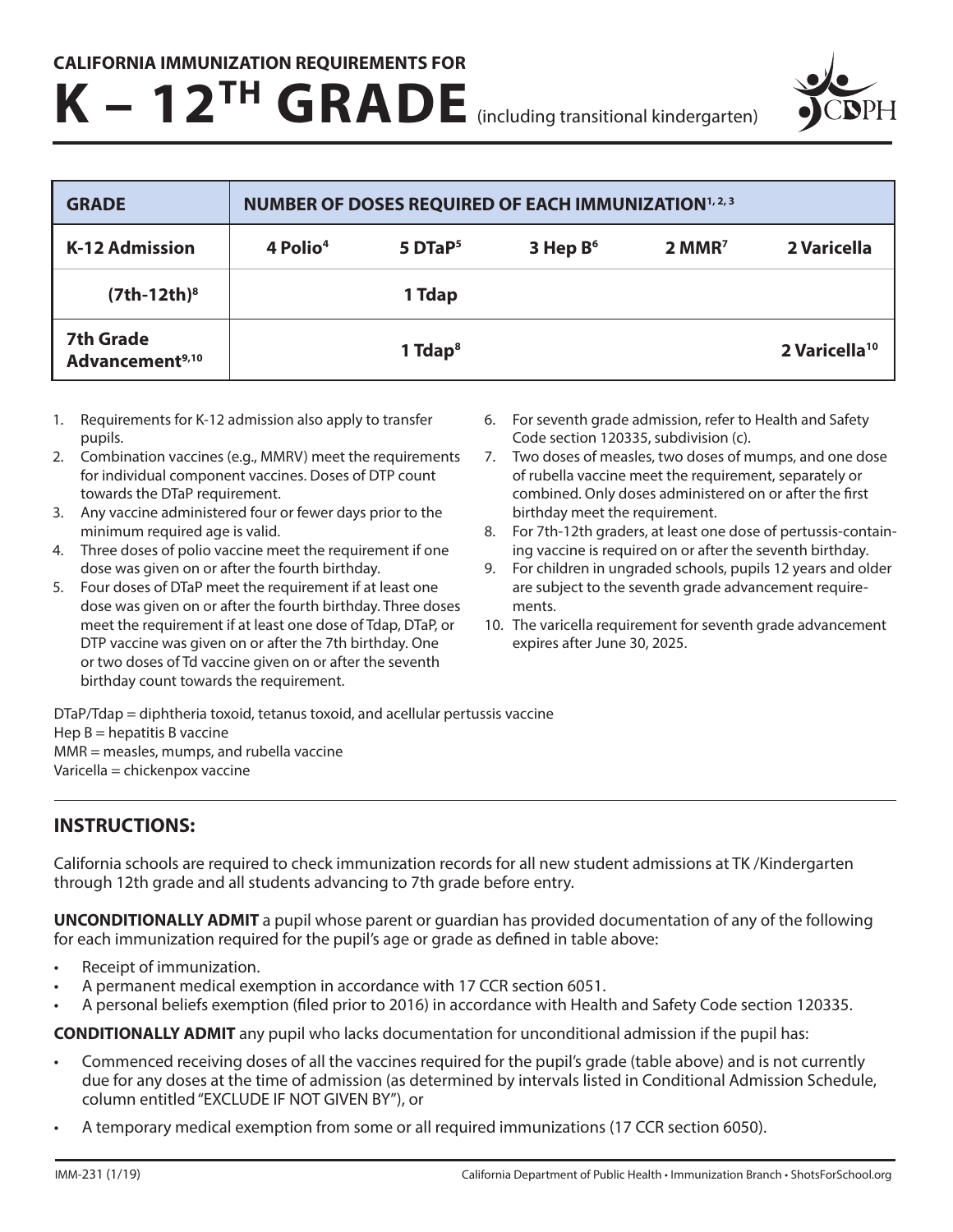**CALIFORNIA IMMUNIZATION REQUIREMENTS FOR**

# K – 12TH GRADE (including transitional kindergarten)

| GRADE | NUMBER OF DOSES REQUIRED OF EACH IMMUNIZATION[1, 2, 3] | | | | |
|---|---|---|---|---|---|
| K-12 Admission | 4 Polio[4] | 5 DTaP[5] | 3 Hep B[6] | 2 MMR[7] | 2 Varicella |
| (7th-12th)[8] | | 1 Tdap | | | |
| 7th Grade Advancement[9,10] | | 1 Tdap[8] | | | 2 Varicella[10] |

1. Requirements for K-12 admission also apply to transfer pupils.
2. Combination vaccines (e.g., MMRV) meet the requirements for individual component vaccines. Doses of DTP count towards the DTaP requirement.
3. Any vaccine administered four or fewer days prior to the minimum required age is valid.
4. Three doses of polio vaccine meet the requirement if one dose was given on or after the fourth birthday.
5. Four doses of DTaP meet the requirement if at least one dose was given on or after the fourth birthday. Three doses meet the requirement if at least one dose of Tdap, DTaP, or DTP vaccine was given on or after the 7th birthday. One or two doses of Td vaccine given on or after the seventh birthday count towards the requirement.
6. For seventh grade admission, refer to Health and Safety Code section 120335, subdivision (c).
7. Two doses of measles, two doses of mumps, and one dose of rubella vaccine meet the requirement, separately or combined. Only doses administered on or after the first birthday meet the requirement.
8. For 7th-12th graders, at least one dose of pertussis-containing vaccine is required on or after the seventh birthday.
9. For children in ungraded schools, pupils 12 years and older are subject to the seventh grade advancement requirements.
10. The varicella requirement for seventh grade advancement expires after June 30, 2025.

DTaP/Tdap = diphtheria toxoid, tetanus toxoid, and acellular pertussis vaccine
Hep B = hepatitis B vaccine
MMR = measles, mumps, and rubella vaccine
Varicella = chickenpox vaccine

## INSTRUCTIONS:

California schools are required to check immunization records for all new student admissions at TK /Kindergarten through 12th grade and all students advancing to 7th grade before entry.

**UNCONDITIONALLY ADMIT** a pupil whose parent or guardian has provided documentation of any of the following for each immunization required for the pupil's age or grade as defined in table above:

- Receipt of immunization.
- A permanent medical exemption in accordance with 17 CCR section 6051.
- A personal beliefs exemption (filed prior to 2016) in accordance with Health and Safety Code section 120335.

**CONDITIONALLY ADMIT** any pupil who lacks documentation for unconditional admission if the pupil has:

- Commenced receiving doses of all the vaccines required for the pupil's grade (table above) and is not currently due for any doses at the time of admission (as determined by intervals listed in Conditional Admission Schedule, column entitled "EXCLUDE IF NOT GIVEN BY"), or
- A temporary medical exemption from some or all required immunizations (17 CCR section 6050).

IMM-231 (1/19) California Department of Public Health • Immunization Branch • ShotsForSchool.org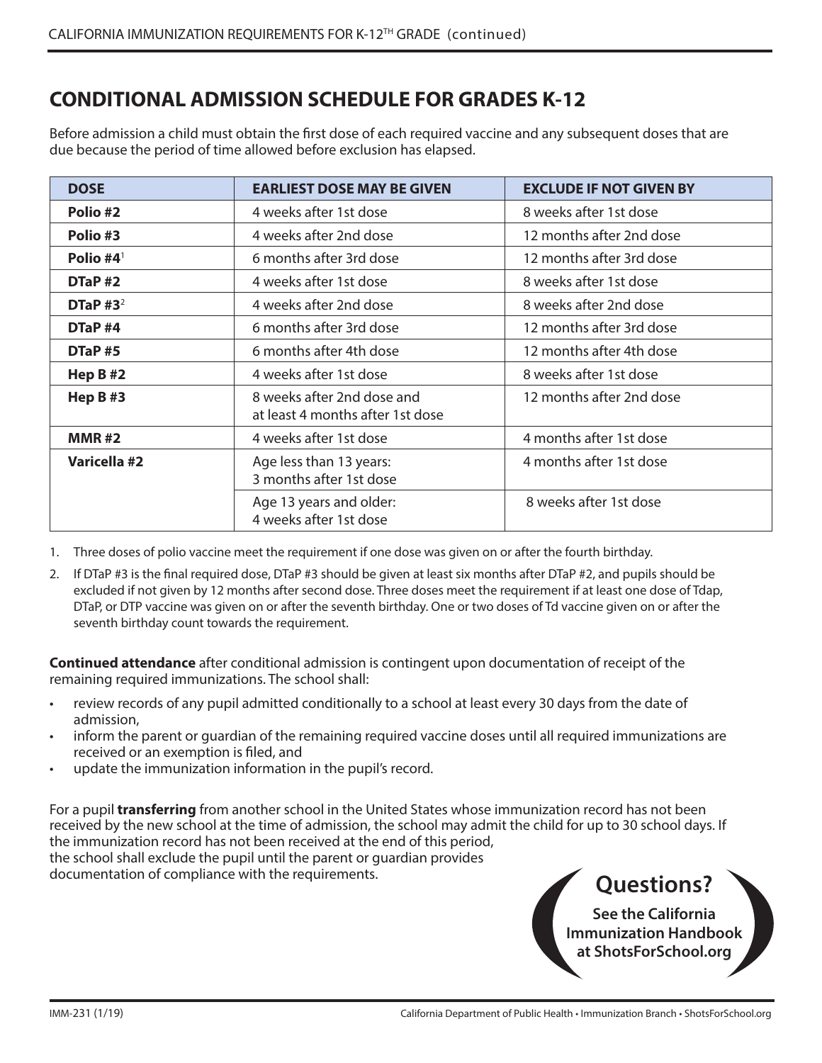## CONDITIONAL ADMISSION SCHEDULE FOR GRADES K-12

Before admission a child must obtain the first dose of each required vaccine and any subsequent doses that are due because the period of time allowed before exclusion has elapsed.

| DOSE | EARLIEST DOSE MAY BE GIVEN | EXCLUDE IF NOT GIVEN BY |
|---|---|---|
| **Polio #2** | 4 weeks after 1st dose | 8 weeks after 1st dose |
| **Polio #3** | 4 weeks after 2nd dose | 12 months after 2nd dose |
| **Polio #4**[1] | 6 months after 3rd dose | 12 months after 3rd dose |
| **DTaP #2** | 4 weeks after 1st dose | 8 weeks after 1st dose |
| **DTaP #3**[2] | 4 weeks after 2nd dose | 8 weeks after 2nd dose |
| **DTaP #4** | 6 months after 3rd dose | 12 months after 3rd dose |
| **DTaP #5** | 6 months after 4th dose | 12 months after 4th dose |
| **Hep B #2** | 4 weeks after 1st dose | 8 weeks after 1st dose |
| **Hep B #3** | 8 weeks after 2nd dose and at least 4 months after 1st dose | 12 months after 2nd dose |
| **MMR #2** | 4 weeks after 1st dose | 4 months after 1st dose |
| **Varicella #2** | Age less than 13 years: 3 months after 1st dose | 4 months after 1st dose |
| | Age 13 years and older: 4 weeks after 1st dose | 8 weeks after 1st dose |

1. Three doses of polio vaccine meet the requirement if one dose was given on or after the fourth birthday.
2. If DTaP #3 is the final required dose, DTaP #3 should be given at least six months after DTaP #2, and pupils should be excluded if not given by 12 months after second dose. Three doses meet the requirement if at least one dose of Tdap, DTaP, or DTP vaccine was given on or after the seventh birthday. One or two doses of Td vaccine given on or after the seventh birthday count towards the requirement.

**Continued attendance** after conditional admission is contingent upon documentation of receipt of the remaining required immunizations. The school shall:

- review records of any pupil admitted conditionally to a school at least every 30 days from the date of admission,
- inform the parent or guardian of the remaining required vaccine doses until all required immunizations are received or an exemption is filed, and
- update the immunization information in the pupil's record.

For a pupil **transferring** from another school in the United States whose immunization record has not been received by the new school at the time of admission, the school may admit the child for up to 30 school days. If the immunization record has not been received at the end of this period, the school shall exclude the pupil until the parent or guardian provides documentation of compliance with the requirements.

**Questions?**

**See the California Immunization Handbook at ShotsForSchool.org**

IMM-231 (1/19)

California Department of Public Health • Immunization Branch • ShotsForSchool.org